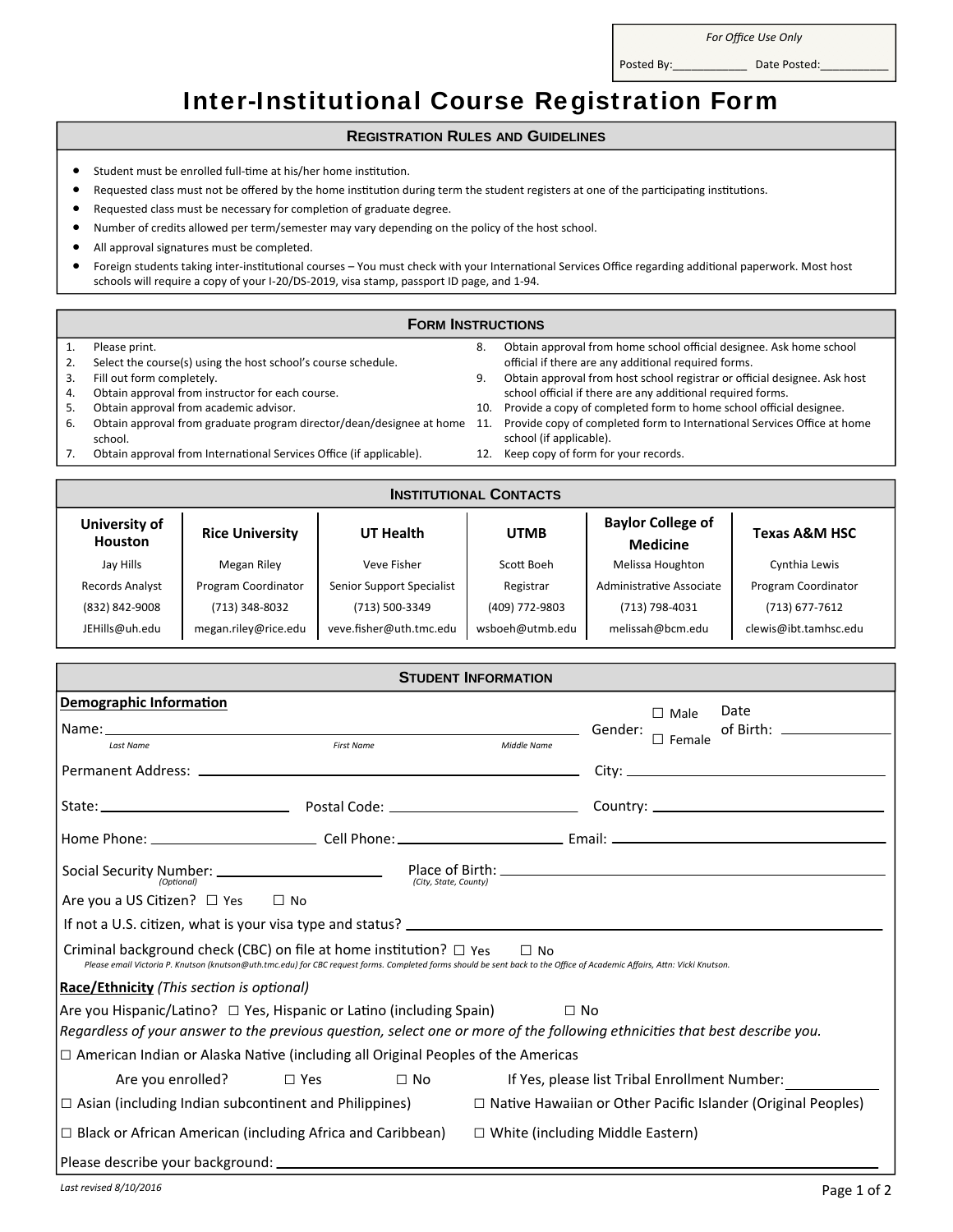| For Office Use Only |
|---|
| Posted By:____________ Date Posted:___________ |

# Inter-Institutional Course Registration Form

## Registration Rules and Guidelines

- Student must be enrolled full-time at his/her home institution.
- Requested class must not be offered by the home institution during term the student registers at one of the participating institutions.
- Requested class must be necessary for completion of graduate degree.
- Number of credits allowed per term/semester may vary depending on the policy of the host school.
- All approval signatures must be completed.
- Foreign students taking inter-institutional courses – You must check with your International Services Office regarding additional paperwork. Most host schools will require a copy of your I-20/DS-2019, visa stamp, passport ID page, and 1-94.

## Form Instructions

1. Please print.
2. Select the course(s) using the host school's course schedule.
3. Fill out form completely.
4. Obtain approval from instructor for each course.
5. Obtain approval from academic advisor.
6. Obtain approval from graduate program director/dean/designee at home school.
7. Obtain approval from International Services Office (if applicable).
8. Obtain approval from home school official designee. Ask home school official if there are any additional required forms.
9. Obtain approval from host school registrar or official designee. Ask host school official if there are any additional required forms.
10. Provide a copy of completed form to home school official designee.
11. Provide copy of completed form to International Services Office at home school (if applicable).
12. Keep copy of form for your records.

## Institutional Contacts

| University of Houston | Rice University | UT Health | UTMB | Baylor College of Medicine | Texas A&M HSC |
|---|---|---|---|---|---|
| Jay Hills | Megan Riley | Veve Fisher | Scott Boeh | Melissa Houghton | Cynthia Lewis |
| Records Analyst | Program Coordinator | Senior Support Specialist | Registrar | Administrative Associate | Program Coordinator |
| (832) 842-9008 | (713) 348-8032 | (713) 500-3349 | (409) 772-9803 | (713) 798-4031 | (713) 677-7612 |
| JEHills@uh.edu | megan.riley@rice.edu | veve.fisher@uth.tmc.edu | wsboeh@utmb.edu | melissah@bcm.edu | clewis@ibt.tamhsc.edu |

## Student Information

**Demographic Information**

Name: ______________________________________________ Gender: ☐ Male ☐ Female Date of Birth: ____________
*Last Name* *First Name* *Middle Name*

Permanent Address: ______________________________ City: ______________________

State: ________________ Postal Code: ________________ Country: ______________________

Home Phone: ______________ Cell Phone: ______________ Email: ______________________

Social Security Number: ________________ Place of Birth: ______________________________
*(Optional)* *(City, State, County)*

Are you a US Citizen? ☐ Yes ☐ No

If not a U.S. citizen, what is your visa type and status? ______________________________

Criminal background check (CBC) on file at home institution? ☐ Yes ☐ No

*Please email Victoria P. Knutson (knutson@uth.tmc.edu) for CBC request forms. Completed forms should be sent back to the Office of Academic Affairs, Attn: Vicki Knutson.*

**Race/Ethnicity** *(This section is optional)*

Are you Hispanic/Latino? ☐ Yes, Hispanic or Latino (including Spain) ☐ No

*Regardless of your answer to the previous question, select one or more of the following ethnicities that best describe you.*

☐ American Indian or Alaska Native (including all Original Peoples of the Americas

Are you enrolled? ☐ Yes ☐ No If Yes, please list Tribal Enrollment Number: ____________

☐ Asian (including Indian subcontinent and Philippines) ☐ Native Hawaiian or Other Pacific Islander (Original Peoples)

☐ Black or African American (including Africa and Caribbean) ☐ White (including Middle Eastern)

Please describe your background: ______________________________________________

*Last revised 8/10/2016*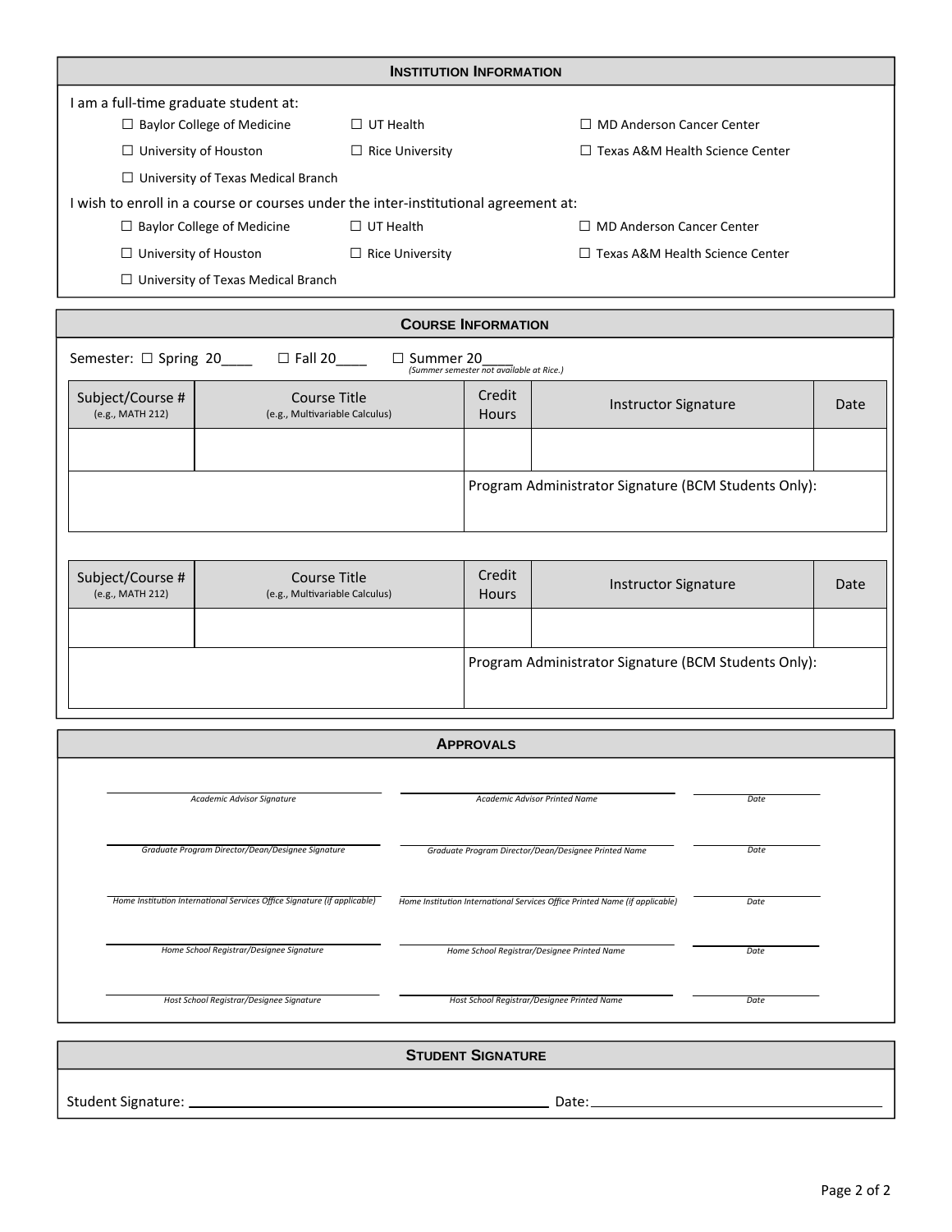## Institution Information

I am a full-time graduate student at:

☐ Baylor College of Medicine ☐ UT Health ☐ MD Anderson Cancer Center

☐ University of Houston ☐ Rice University ☐ Texas A&M Health Science Center

☐ University of Texas Medical Branch

I wish to enroll in a course or courses under the inter-institutional agreement at:

☐ Baylor College of Medicine ☐ UT Health ☐ MD Anderson Cancer Center

☐ University of Houston ☐ Rice University ☐ Texas A&M Health Science Center

☐ University of Texas Medical Branch

## Course Information

Semester: ☐ Spring 20____ ☐ Fall 20____ ☐ Summer 20____
*(Summer semester not available at Rice.)*

| Subject/Course # (e.g., MATH 212) | Course Title (e.g., Multivariable Calculus) | Credit Hours | Instructor Signature | Date |
|---|---|---|---|---|
| | | | | |
| | | Program Administrator Signature (BCM Students Only): | | |

| Subject/Course # (e.g., MATH 212) | Course Title (e.g., Multivariable Calculus) | Credit Hours | Instructor Signature | Date |
|---|---|---|---|---|
| | | | | |
| | | Program Administrator Signature (BCM Students Only): | | |

## Approvals

| | | |
|---|---|---|
| *Academic Advisor Signature* | *Academic Advisor Printed Name* | *Date* |
| *Graduate Program Director/Dean/Designee Signature* | *Graduate Program Director/Dean/Designee Printed Name* | *Date* |
| *Home Institution International Services Office Signature (if applicable)* | *Home Institution International Services Office Printed Name (if applicable)* | *Date* |
| *Home School Registrar/Designee Signature* | *Home School Registrar/Designee Printed Name* | *Date* |
| *Host School Registrar/Designee Signature* | *Host School Registrar/Designee Printed Name* | *Date* |

## Student Signature

Student Signature: ______________________________ Date: ______________________________